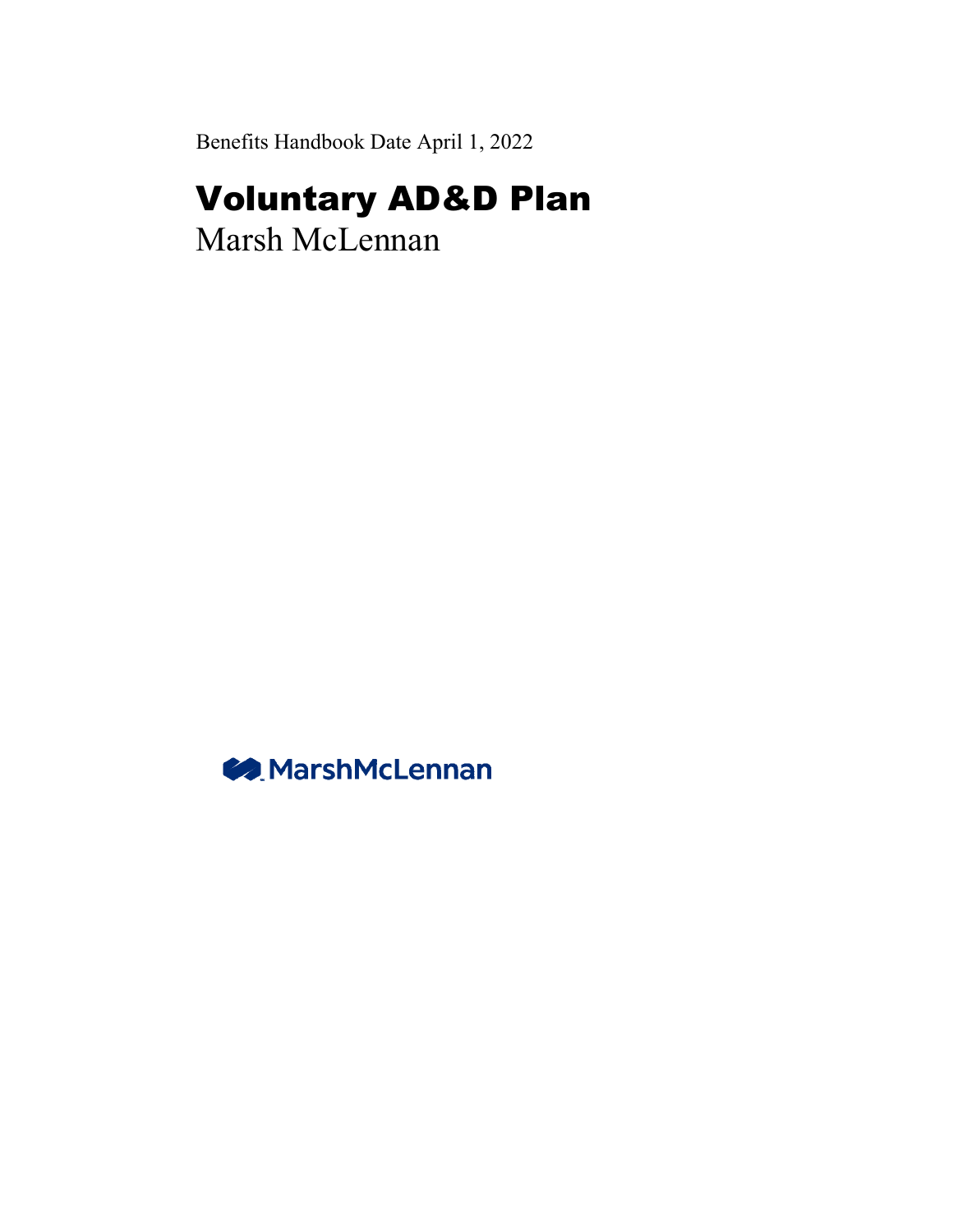Benefits Handbook Date April 1, 2022

# Voluntary AD&D Plan

Marsh McLennan

MarshMcLennan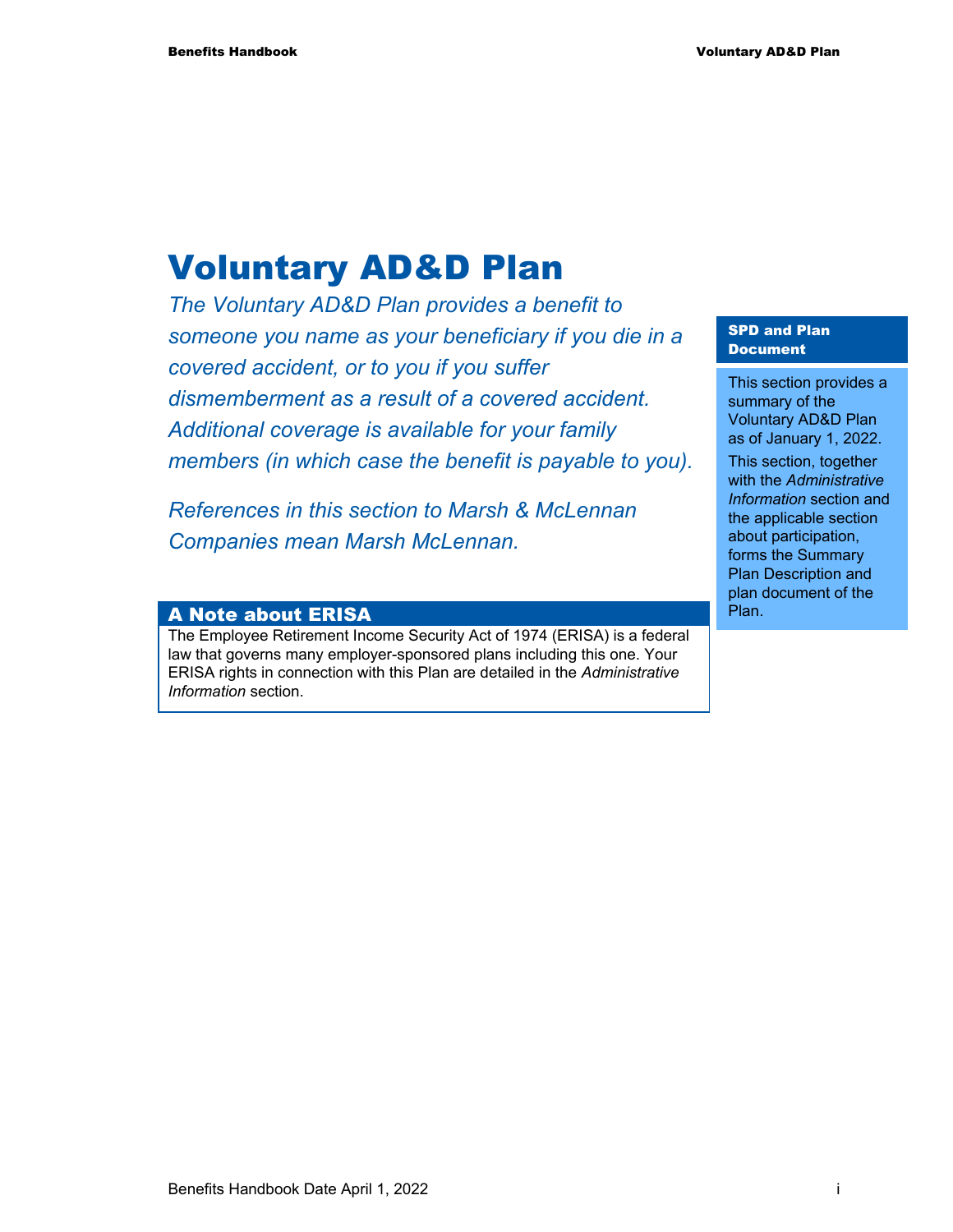# Voluntary AD&D Plan

*The Voluntary AD&D Plan provides a benefit to someone you name as your beneficiary if you die in a covered accident, or to you if you suffer dismemberment as a result of a covered accident. Additional coverage is available for your family members (in which case the benefit is payable to you).*

*References in this section to Marsh & McLennan Companies mean Marsh McLennan.*

**SPD and Plan Document**

This section provides a summary of the Voluntary AD&D Plan as of January 1, 2022.

This section, together with the *Administrative Information* section and the applicable section about participation, forms the Summary Plan Description and plan document of the Plan.

## A Note about ERISA

The Employee Retirement Income Security Act of 1974 (ERISA) is a federal law that governs many employer-sponsored plans including this one. Your ERISA rights in connection with this Plan are detailed in the *Administrative Information* section.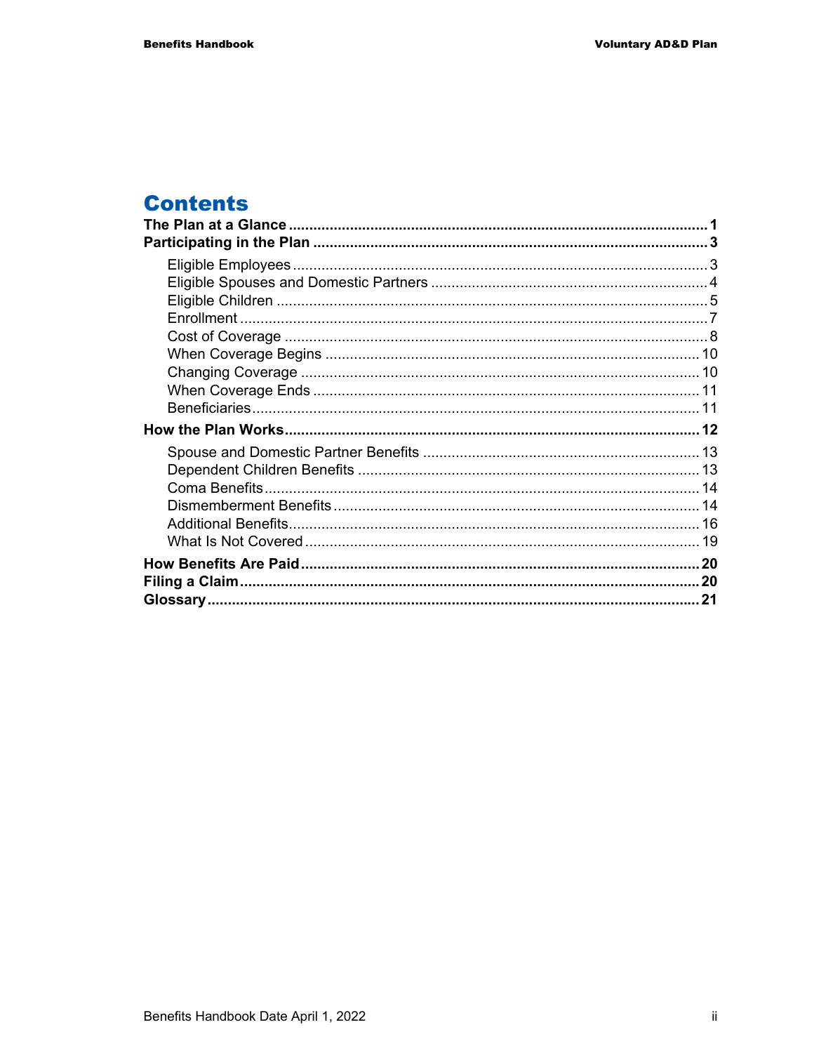# Contents

**The Plan at a Glance** ..... **1**

**Participating in the Plan** ..... **3**

- Eligible Employees ..... 3
- Eligible Spouses and Domestic Partners ..... 4
- Eligible Children ..... 5
- Enrollment ..... 7
- Cost of Coverage ..... 8
- When Coverage Begins ..... 10
- Changing Coverage ..... 10
- When Coverage Ends ..... 11
- Beneficiaries ..... 11

**How the Plan Works** ..... **12**

- Spouse and Domestic Partner Benefits ..... 13
- Dependent Children Benefits ..... 13
- Coma Benefits ..... 14
- Dismemberment Benefits ..... 14
- Additional Benefits ..... 16
- What Is Not Covered ..... 19

**How Benefits Are Paid** ..... **20**

**Filing a Claim** ..... **20**

**Glossary** ..... **21**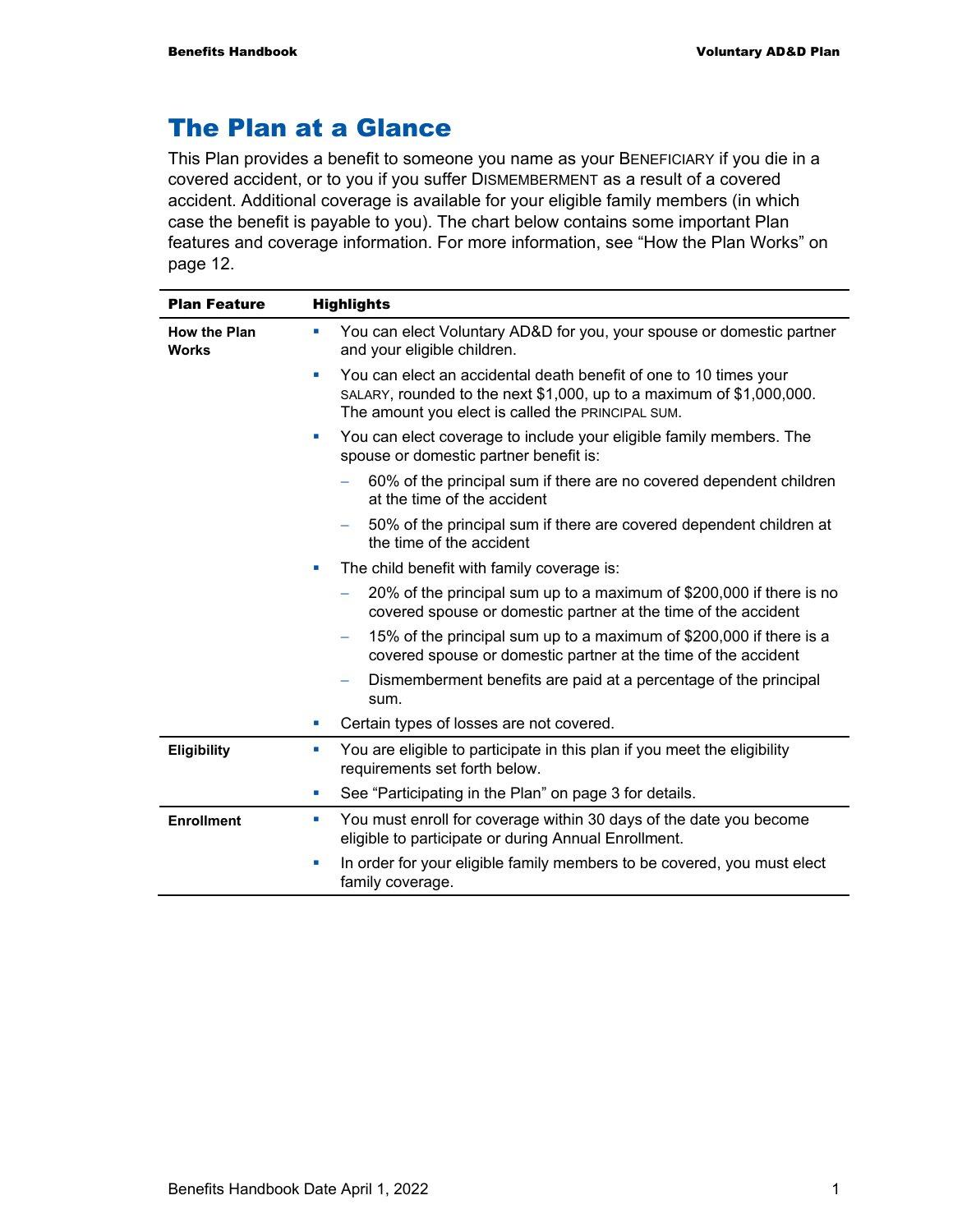# The Plan at a Glance

This Plan provides a benefit to someone you name as your BENEFICIARY if you die in a covered accident, or to you if you suffer DISMEMBERMENT as a result of a covered accident. Additional coverage is available for your eligible family members (in which case the benefit is payable to you). The chart below contains some important Plan features and coverage information. For more information, see "How the Plan Works" on page 12.

| Plan Feature | Highlights |
| --- | --- |
| **How the Plan Works** | ▪ You can elect Voluntary AD&D for you, your spouse or domestic partner and your eligible children.<br>▪ You can elect an accidental death benefit of one to 10 times your SALARY, rounded to the next $1,000, up to a maximum of $1,000,000. The amount you elect is called the PRINCIPAL SUM.<br>▪ You can elect coverage to include your eligible family members. The spouse or domestic partner benefit is:<br>– 60% of the principal sum if there are no covered dependent children at the time of the accident<br>– 50% of the principal sum if there are covered dependent children at the time of the accident<br>▪ The child benefit with family coverage is:<br>– 20% of the principal sum up to a maximum of $200,000 if there is no covered spouse or domestic partner at the time of the accident<br>– 15% of the principal sum up to a maximum of $200,000 if there is a covered spouse or domestic partner at the time of the accident<br>– Dismemberment benefits are paid at a percentage of the principal sum.<br>▪ Certain types of losses are not covered. |
| **Eligibility** | ▪ You are eligible to participate in this plan if you meet the eligibility requirements set forth below.<br>▪ See "Participating in the Plan" on page 3 for details. |
| **Enrollment** | ▪ You must enroll for coverage within 30 days of the date you become eligible to participate or during Annual Enrollment.<br>▪ In order for your eligible family members to be covered, you must elect family coverage. |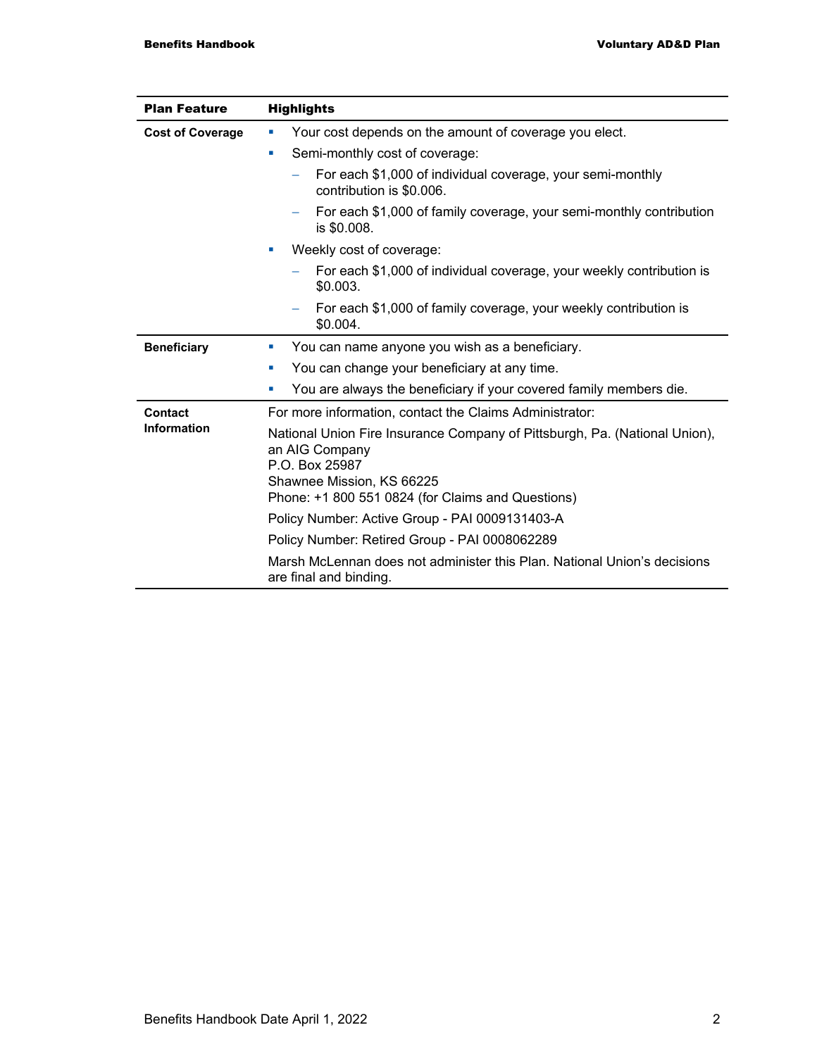| Plan Feature | Highlights |
| --- | --- |
| **Cost of Coverage** | ▪ Your cost depends on the amount of coverage you elect.<br>▪ Semi-monthly cost of coverage:<br>– For each $1,000 of individual coverage, your semi-monthly contribution is $0.006.<br>– For each $1,000 of family coverage, your semi-monthly contribution is $0.008.<br>▪ Weekly cost of coverage:<br>– For each $1,000 of individual coverage, your weekly contribution is $0.003.<br>– For each $1,000 of family coverage, your weekly contribution is $0.004. |
| **Beneficiary** | ▪ You can name anyone you wish as a beneficiary.<br>▪ You can change your beneficiary at any time.<br>▪ You are always the beneficiary if your covered family members die. |
| **Contact Information** | For more information, contact the Claims Administrator:<br>National Union Fire Insurance Company of Pittsburgh, Pa. (National Union), an AIG Company<br>P.O. Box 25987<br>Shawnee Mission, KS 66225<br>Phone: +1 800 551 0824 (for Claims and Questions)<br>Policy Number: Active Group - PAI 0009131403-A<br>Policy Number: Retired Group - PAI 0008062289<br>Marsh McLennan does not administer this Plan. National Union's decisions are final and binding. |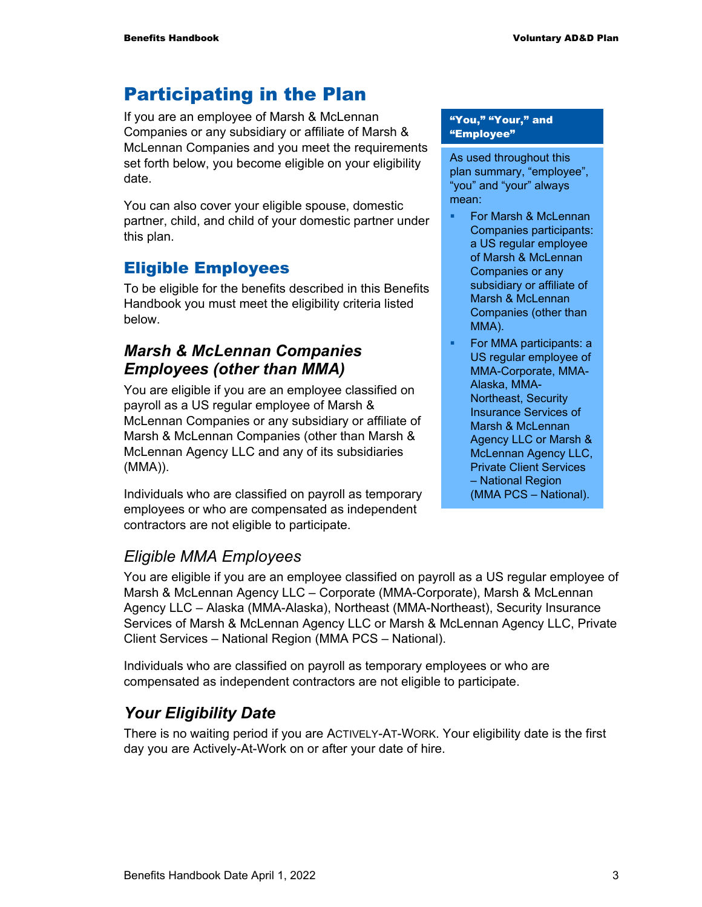# Participating in the Plan

If you are an employee of Marsh & McLennan Companies or any subsidiary or affiliate of Marsh & McLennan Companies and you meet the requirements set forth below, you become eligible on your eligibility date.

You can also cover your eligible spouse, domestic partner, child, and child of your domestic partner under this plan.

> **"You," "Your," and "Employee"**
>
> As used throughout this plan summary, "employee", "you" and "your" always mean:
>
> - For Marsh & McLennan Companies participants: a US regular employee of Marsh & McLennan Companies or any subsidiary or affiliate of Marsh & McLennan Companies (other than MMA).
> - For MMA participants: a US regular employee of MMA-Corporate, MMA-Alaska, MMA-Northeast, Security Insurance Services of Marsh & McLennan Agency LLC or Marsh & McLennan Agency LLC, Private Client Services – National Region (MMA PCS – National).

## Eligible Employees

To be eligible for the benefits described in this Benefits Handbook you must meet the eligibility criteria listed below.

### *Marsh & McLennan Companies Employees (other than MMA)*

You are eligible if you are an employee classified on payroll as a US regular employee of Marsh & McLennan Companies or any subsidiary or affiliate of Marsh & McLennan Companies (other than Marsh & McLennan Agency LLC and any of its subsidiaries (MMA)).

Individuals who are classified on payroll as temporary employees or who are compensated as independent contractors are not eligible to participate.

### *Eligible MMA Employees*

You are eligible if you are an employee classified on payroll as a US regular employee of Marsh & McLennan Agency LLC – Corporate (MMA-Corporate), Marsh & McLennan Agency LLC – Alaska (MMA-Alaska), Northeast (MMA-Northeast), Security Insurance Services of Marsh & McLennan Agency LLC or Marsh & McLennan Agency LLC, Private Client Services – National Region (MMA PCS – National).

Individuals who are classified on payroll as temporary employees or who are compensated as independent contractors are not eligible to participate.

### *Your Eligibility Date*

There is no waiting period if you are ACTIVELY-AT-WORK. Your eligibility date is the first day you are Actively-At-Work on or after your date of hire.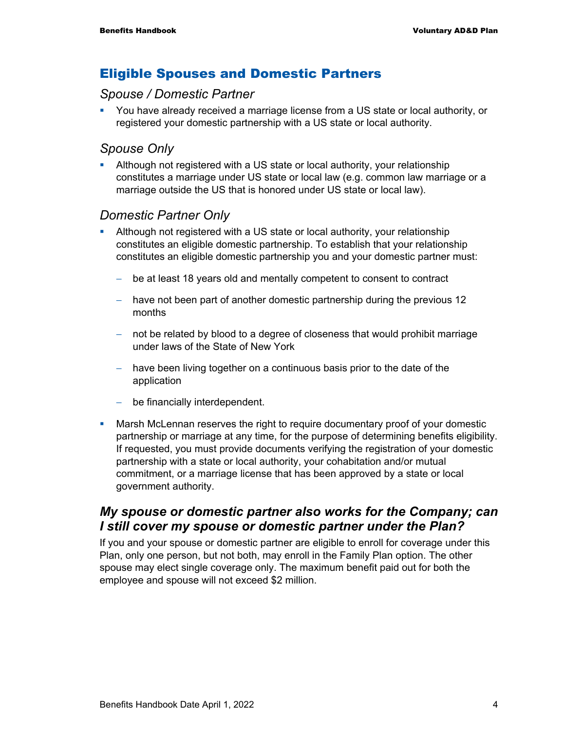## Eligible Spouses and Domestic Partners

### *Spouse / Domestic Partner*

- You have already received a marriage license from a US state or local authority, or registered your domestic partnership with a US state or local authority.

### *Spouse Only*

- Although not registered with a US state or local authority, your relationship constitutes a marriage under US state or local law (e.g. common law marriage or a marriage outside the US that is honored under US state or local law).

### *Domestic Partner Only*

- Although not registered with a US state or local authority, your relationship constitutes an eligible domestic partnership. To establish that your relationship constitutes an eligible domestic partnership you and your domestic partner must:
  - be at least 18 years old and mentally competent to consent to contract
  - have not been part of another domestic partnership during the previous 12 months
  - not be related by blood to a degree of closeness that would prohibit marriage under laws of the State of New York
  - have been living together on a continuous basis prior to the date of the application
  - be financially interdependent.
- Marsh McLennan reserves the right to require documentary proof of your domestic partnership or marriage at any time, for the purpose of determining benefits eligibility. If requested, you must provide documents verifying the registration of your domestic partnership with a state or local authority, your cohabitation and/or mutual commitment, or a marriage license that has been approved by a state or local government authority.

### *My spouse or domestic partner also works for the Company; can I still cover my spouse or domestic partner under the Plan?*

If you and your spouse or domestic partner are eligible to enroll for coverage under this Plan, only one person, but not both, may enroll in the Family Plan option. The other spouse may elect single coverage only. The maximum benefit paid out for both the employee and spouse will not exceed $2 million.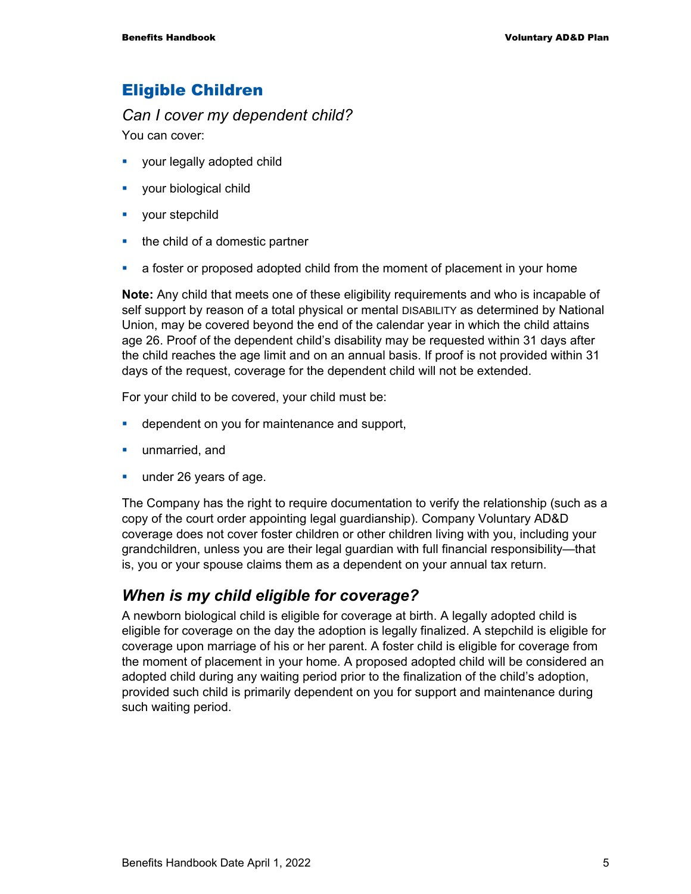## Eligible Children

### *Can I cover my dependent child?*

You can cover:

- your legally adopted child
- your biological child
- your stepchild
- the child of a domestic partner
- a foster or proposed adopted child from the moment of placement in your home

**Note:** Any child that meets one of these eligibility requirements and who is incapable of self support by reason of a total physical or mental DISABILITY as determined by National Union, may be covered beyond the end of the calendar year in which the child attains age 26. Proof of the dependent child's disability may be requested within 31 days after the child reaches the age limit and on an annual basis. If proof is not provided within 31 days of the request, coverage for the dependent child will not be extended.

For your child to be covered, your child must be:

- dependent on you for maintenance and support,
- unmarried, and
- under 26 years of age.

The Company has the right to require documentation to verify the relationship (such as a copy of the court order appointing legal guardianship). Company Voluntary AD&D coverage does not cover foster children or other children living with you, including your grandchildren, unless you are their legal guardian with full financial responsibility—that is, you or your spouse claims them as a dependent on your annual tax return.

### ***When is my child eligible for coverage?***

A newborn biological child is eligible for coverage at birth. A legally adopted child is eligible for coverage on the day the adoption is legally finalized. A stepchild is eligible for coverage upon marriage of his or her parent. A foster child is eligible for coverage from the moment of placement in your home. A proposed adopted child will be considered an adopted child during any waiting period prior to the finalization of the child's adoption, provided such child is primarily dependent on you for support and maintenance during such waiting period.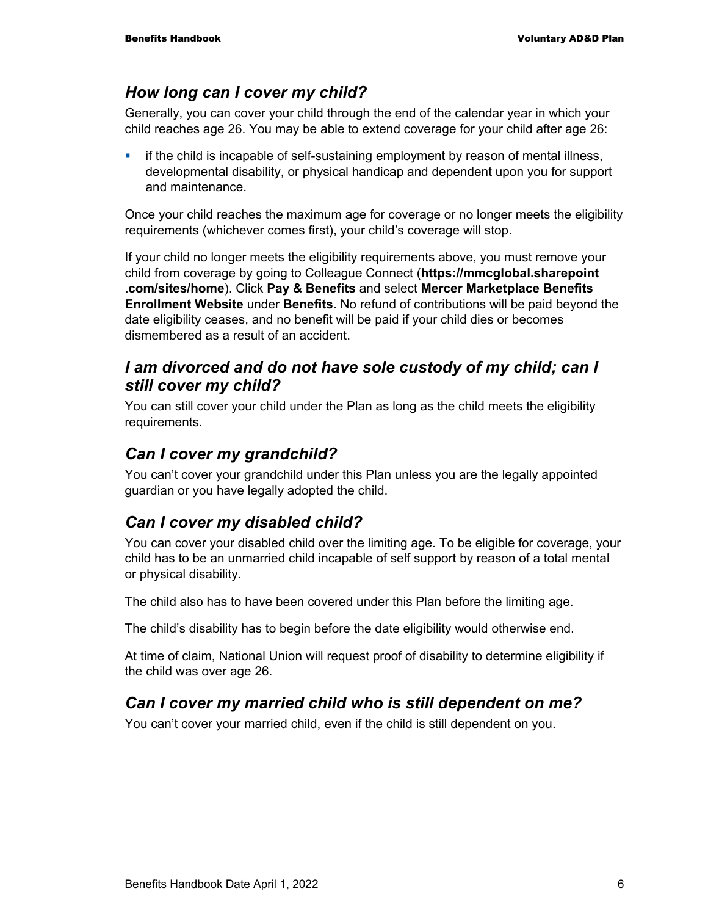## *How long can I cover my child?*

Generally, you can cover your child through the end of the calendar year in which your child reaches age 26. You may be able to extend coverage for your child after age 26:

- if the child is incapable of self-sustaining employment by reason of mental illness, developmental disability, or physical handicap and dependent upon you for support and maintenance.

Once your child reaches the maximum age for coverage or no longer meets the eligibility requirements (whichever comes first), your child's coverage will stop.

If your child no longer meets the eligibility requirements above, you must remove your child from coverage by going to Colleague Connect (**https://mmcglobal.sharepoint .com/sites/home**). Click **Pay & Benefits** and select **Mercer Marketplace Benefits Enrollment Website** under **Benefits**. No refund of contributions will be paid beyond the date eligibility ceases, and no benefit will be paid if your child dies or becomes dismembered as a result of an accident.

## *I am divorced and do not have sole custody of my child; can I still cover my child?*

You can still cover your child under the Plan as long as the child meets the eligibility requirements.

## *Can I cover my grandchild?*

You can't cover your grandchild under this Plan unless you are the legally appointed guardian or you have legally adopted the child.

## *Can I cover my disabled child?*

You can cover your disabled child over the limiting age. To be eligible for coverage, your child has to be an unmarried child incapable of self support by reason of a total mental or physical disability.

The child also has to have been covered under this Plan before the limiting age.

The child's disability has to begin before the date eligibility would otherwise end.

At time of claim, National Union will request proof of disability to determine eligibility if the child was over age 26.

## *Can I cover my married child who is still dependent on me?*

You can't cover your married child, even if the child is still dependent on you.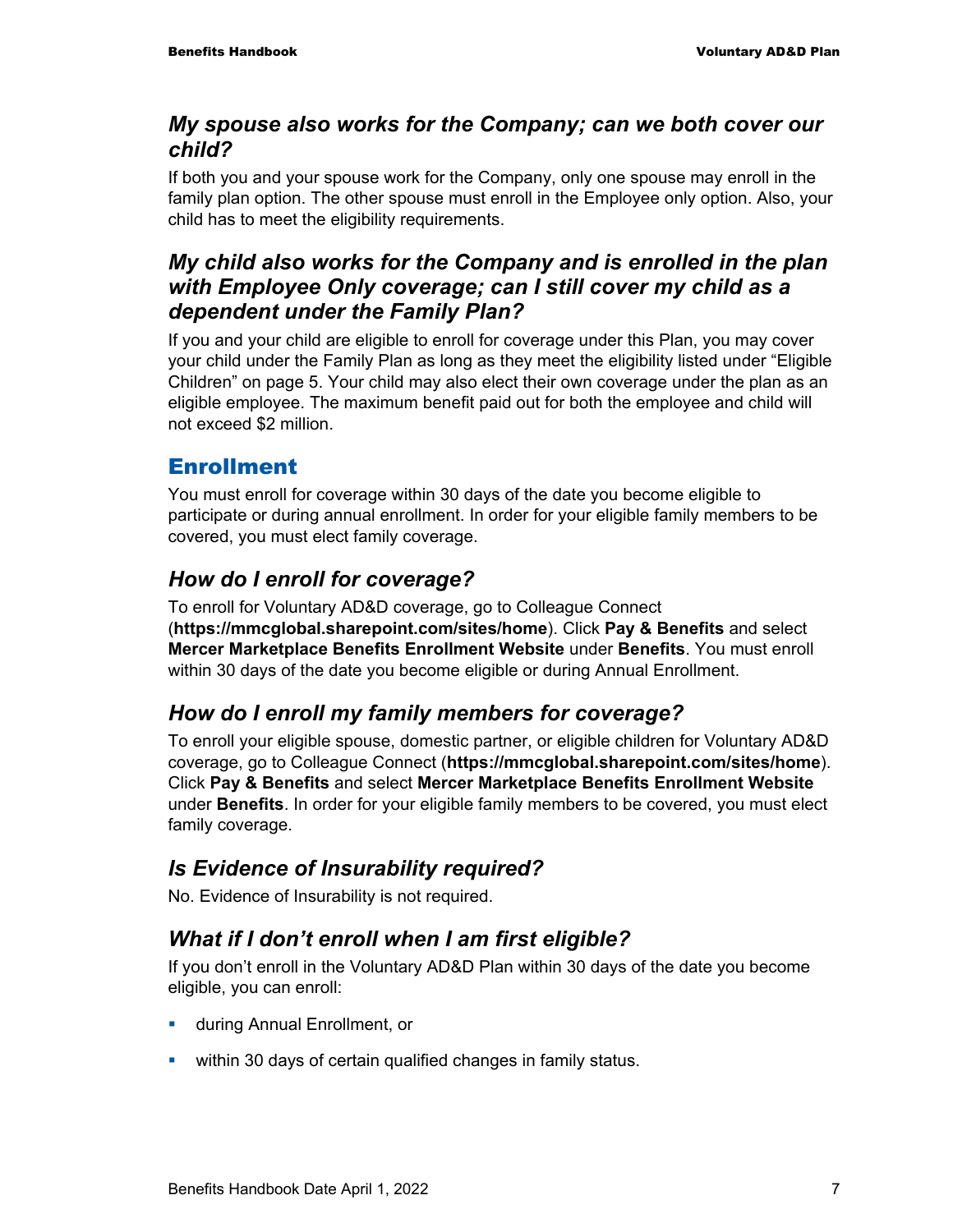### *My spouse also works for the Company; can we both cover our child?*

If both you and your spouse work for the Company, only one spouse may enroll in the family plan option. The other spouse must enroll in the Employee only option. Also, your child has to meet the eligibility requirements.

### *My child also works for the Company and is enrolled in the plan with Employee Only coverage; can I still cover my child as a dependent under the Family Plan?*

If you and your child are eligible to enroll for coverage under this Plan, you may cover your child under the Family Plan as long as they meet the eligibility listed under "Eligible Children" on page 5. Your child may also elect their own coverage under the plan as an eligible employee. The maximum benefit paid out for both the employee and child will not exceed $2 million.

## Enrollment

You must enroll for coverage within 30 days of the date you become eligible to participate or during annual enrollment. In order for your eligible family members to be covered, you must elect family coverage.

### *How do I enroll for coverage?*

To enroll for Voluntary AD&D coverage, go to Colleague Connect (**https://mmcglobal.sharepoint.com/sites/home**). Click **Pay & Benefits** and select **Mercer Marketplace Benefits Enrollment Website** under **Benefits**. You must enroll within 30 days of the date you become eligible or during Annual Enrollment.

### *How do I enroll my family members for coverage?*

To enroll your eligible spouse, domestic partner, or eligible children for Voluntary AD&D coverage, go to Colleague Connect (**https://mmcglobal.sharepoint.com/sites/home**). Click **Pay & Benefits** and select **Mercer Marketplace Benefits Enrollment Website** under **Benefits**. In order for your eligible family members to be covered, you must elect family coverage.

### *Is Evidence of Insurability required?*

No. Evidence of Insurability is not required.

### *What if I don't enroll when I am first eligible?*

If you don't enroll in the Voluntary AD&D Plan within 30 days of the date you become eligible, you can enroll:

- during Annual Enrollment, or
- within 30 days of certain qualified changes in family status.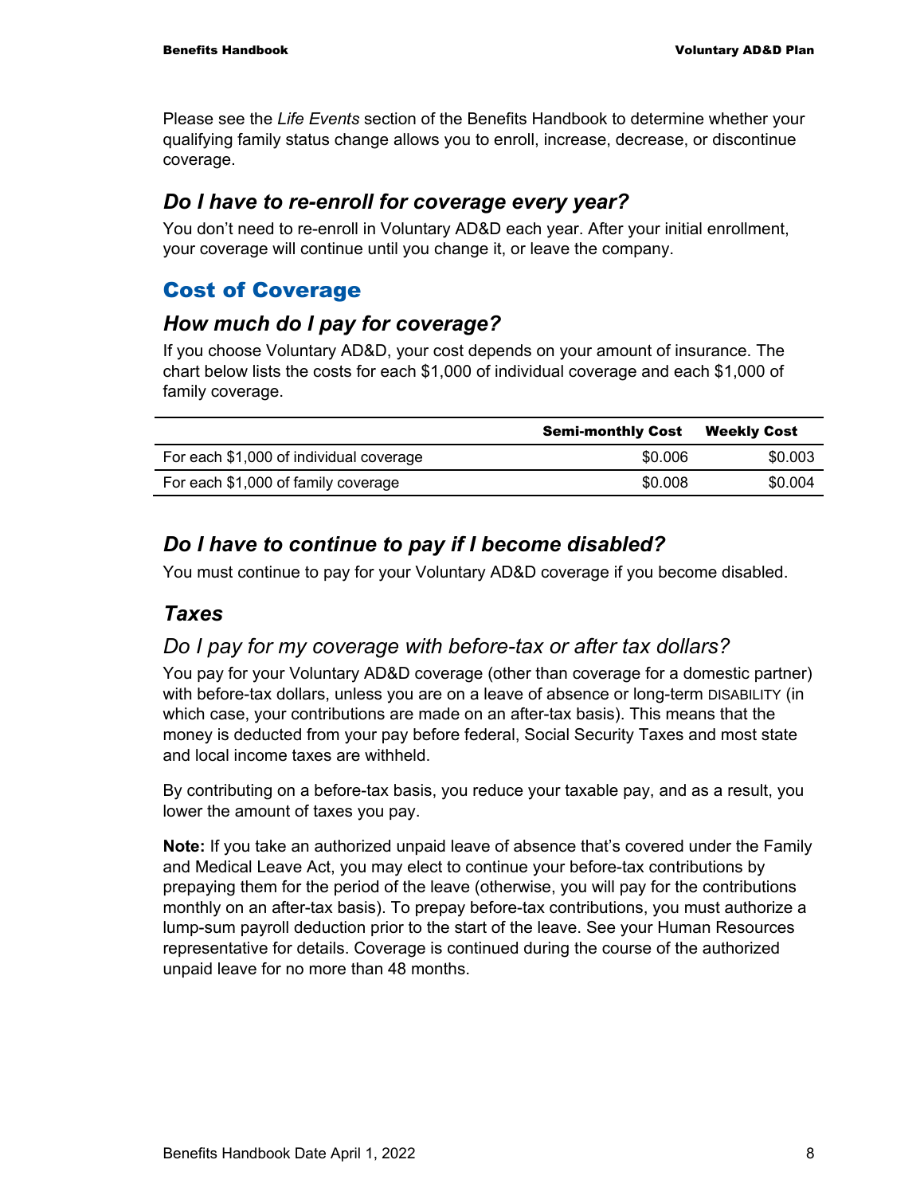Please see the *Life Events* section of the Benefits Handbook to determine whether your qualifying family status change allows you to enroll, increase, decrease, or discontinue coverage.

### *Do I have to re-enroll for coverage every year?*

You don't need to re-enroll in Voluntary AD&D each year. After your initial enrollment, your coverage will continue until you change it, or leave the company.

## Cost of Coverage

### *How much do I pay for coverage?*

If you choose Voluntary AD&D, your cost depends on your amount of insurance. The chart below lists the costs for each $1,000 of individual coverage and each $1,000 of family coverage.

| | Semi-monthly Cost | Weekly Cost |
|---|---|---|
| For each $1,000 of individual coverage | $0.006 | $0.003 |
| For each $1,000 of family coverage | $0.008 | $0.004 |

### *Do I have to continue to pay if I become disabled?*

You must continue to pay for your Voluntary AD&D coverage if you become disabled.

### *Taxes*

#### *Do I pay for my coverage with before-tax or after tax dollars?*

You pay for your Voluntary AD&D coverage (other than coverage for a domestic partner) with before-tax dollars, unless you are on a leave of absence or long-term DISABILITY (in which case, your contributions are made on an after-tax basis). This means that the money is deducted from your pay before federal, Social Security Taxes and most state and local income taxes are withheld.

By contributing on a before-tax basis, you reduce your taxable pay, and as a result, you lower the amount of taxes you pay.

**Note:** If you take an authorized unpaid leave of absence that's covered under the Family and Medical Leave Act, you may elect to continue your before-tax contributions by prepaying them for the period of the leave (otherwise, you will pay for the contributions monthly on an after-tax basis). To prepay before-tax contributions, you must authorize a lump-sum payroll deduction prior to the start of the leave. See your Human Resources representative for details. Coverage is continued during the course of the authorized unpaid leave for no more than 48 months.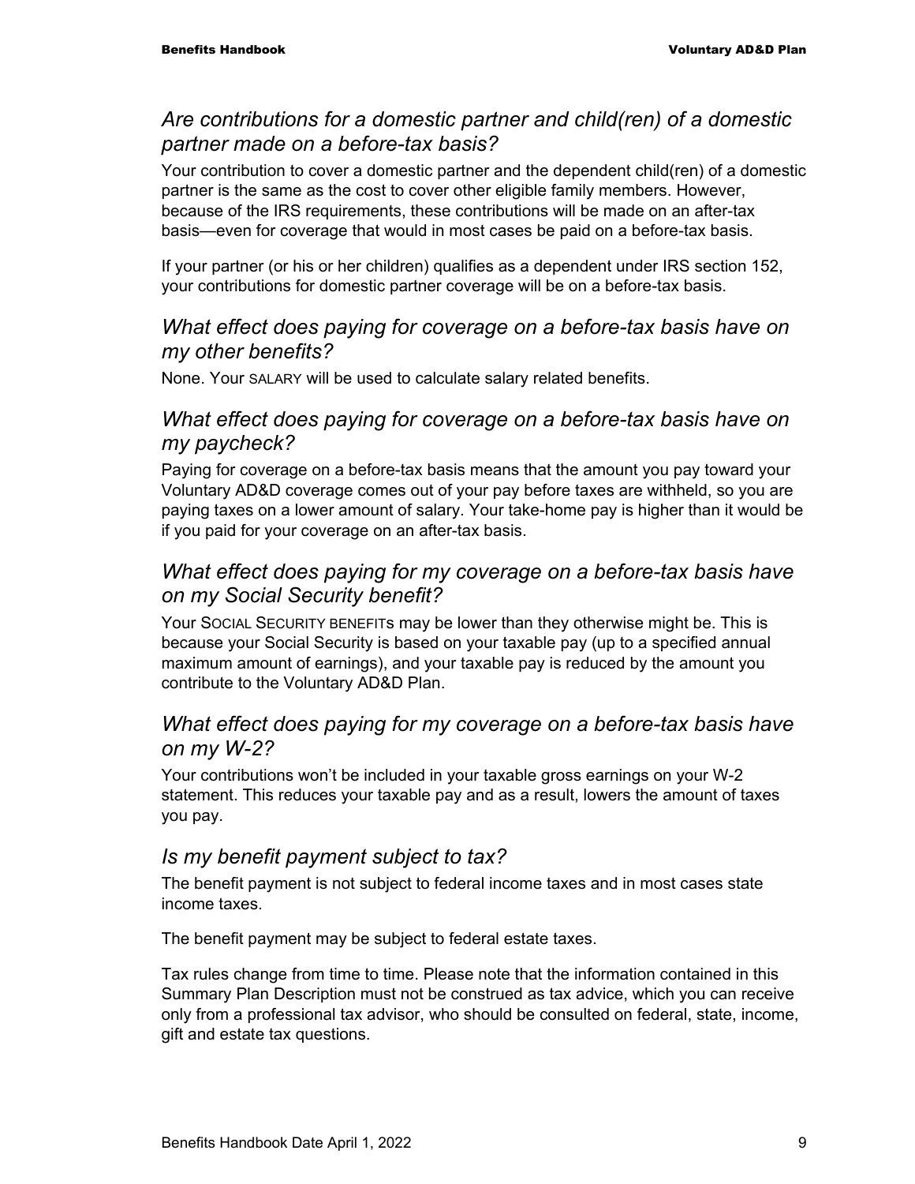### *Are contributions for a domestic partner and child(ren) of a domestic partner made on a before-tax basis?*

Your contribution to cover a domestic partner and the dependent child(ren) of a domestic partner is the same as the cost to cover other eligible family members. However, because of the IRS requirements, these contributions will be made on an after-tax basis—even for coverage that would in most cases be paid on a before-tax basis.

If your partner (or his or her children) qualifies as a dependent under IRS section 152, your contributions for domestic partner coverage will be on a before-tax basis.

### *What effect does paying for coverage on a before-tax basis have on my other benefits?*

None. Your SALARY will be used to calculate salary related benefits.

### *What effect does paying for coverage on a before-tax basis have on my paycheck?*

Paying for coverage on a before-tax basis means that the amount you pay toward your Voluntary AD&D coverage comes out of your pay before taxes are withheld, so you are paying taxes on a lower amount of salary. Your take-home pay is higher than it would be if you paid for your coverage on an after-tax basis.

### *What effect does paying for my coverage on a before-tax basis have on my Social Security benefit?*

Your SOCIAL SECURITY BENEFITs may be lower than they otherwise might be. This is because your Social Security is based on your taxable pay (up to a specified annual maximum amount of earnings), and your taxable pay is reduced by the amount you contribute to the Voluntary AD&D Plan.

### *What effect does paying for my coverage on a before-tax basis have on my W-2?*

Your contributions won't be included in your taxable gross earnings on your W-2 statement. This reduces your taxable pay and as a result, lowers the amount of taxes you pay.

### *Is my benefit payment subject to tax?*

The benefit payment is not subject to federal income taxes and in most cases state income taxes.

The benefit payment may be subject to federal estate taxes.

Tax rules change from time to time. Please note that the information contained in this Summary Plan Description must not be construed as tax advice, which you can receive only from a professional tax advisor, who should be consulted on federal, state, income, gift and estate tax questions.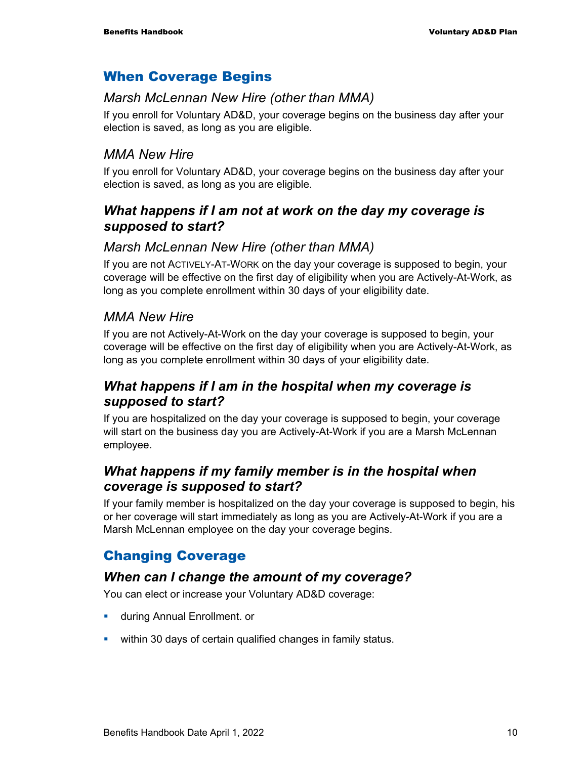## When Coverage Begins

### *Marsh McLennan New Hire (other than MMA)*

If you enroll for Voluntary AD&D, your coverage begins on the business day after your election is saved, as long as you are eligible.

### *MMA New Hire*

If you enroll for Voluntary AD&D, your coverage begins on the business day after your election is saved, as long as you are eligible.

### ***What happens if I am not at work on the day my coverage is supposed to start?***

### *Marsh McLennan New Hire (other than MMA)*

If you are not ACTIVELY-AT-WORK on the day your coverage is supposed to begin, your coverage will be effective on the first day of eligibility when you are Actively-At-Work, as long as you complete enrollment within 30 days of your eligibility date.

### *MMA New Hire*

If you are not Actively-At-Work on the day your coverage is supposed to begin, your coverage will be effective on the first day of eligibility when you are Actively-At-Work, as long as you complete enrollment within 30 days of your eligibility date.

### ***What happens if I am in the hospital when my coverage is supposed to start?***

If you are hospitalized on the day your coverage is supposed to begin, your coverage will start on the business day you are Actively-At-Work if you are a Marsh McLennan employee.

### ***What happens if my family member is in the hospital when coverage is supposed to start?***

If your family member is hospitalized on the day your coverage is supposed to begin, his or her coverage will start immediately as long as you are Actively-At-Work if you are a Marsh McLennan employee on the day your coverage begins.

## Changing Coverage

### ***When can I change the amount of my coverage?***

You can elect or increase your Voluntary AD&D coverage:

- during Annual Enrollment. or
- within 30 days of certain qualified changes in family status.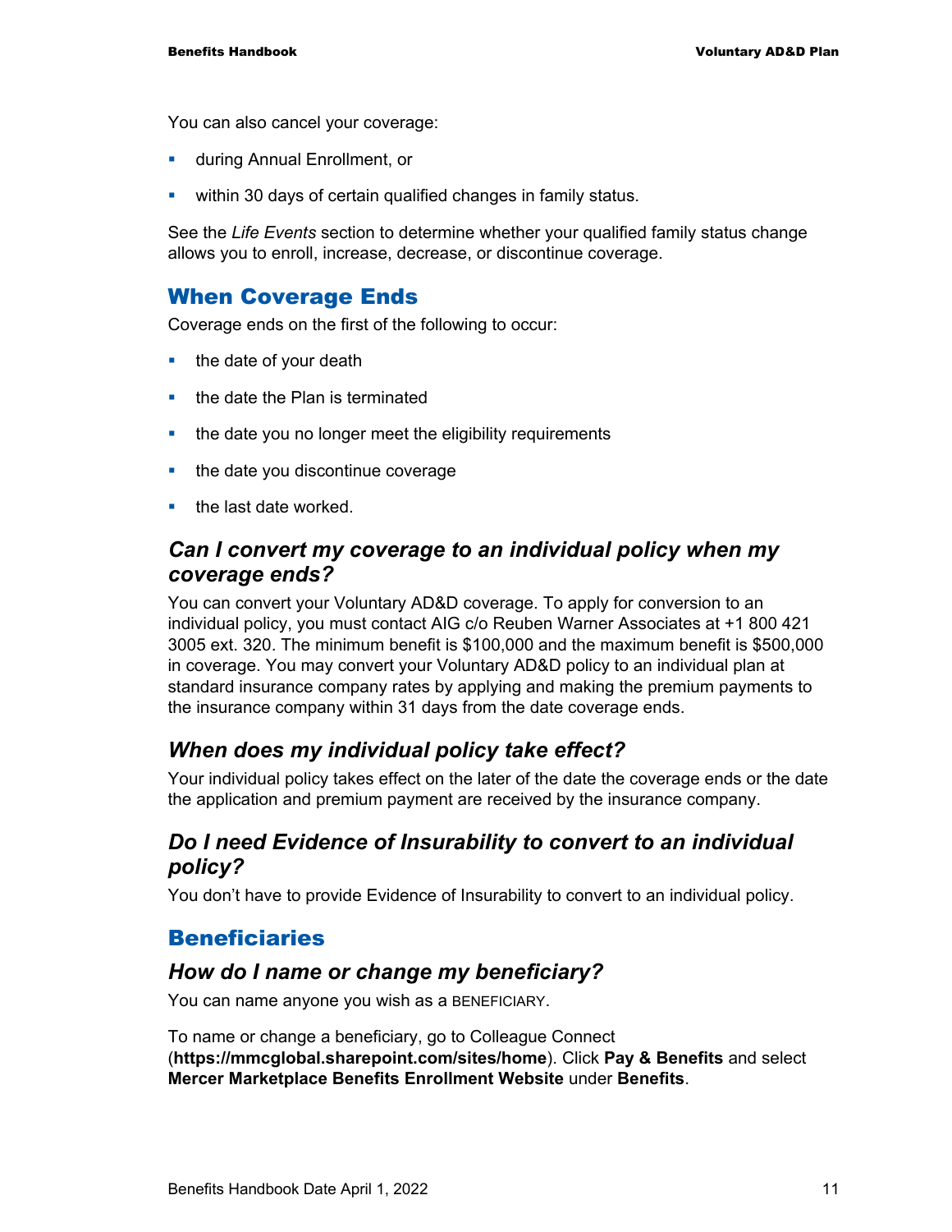You can also cancel your coverage:

- during Annual Enrollment, or
- within 30 days of certain qualified changes in family status.

See the *Life Events* section to determine whether your qualified family status change allows you to enroll, increase, decrease, or discontinue coverage.

## When Coverage Ends

Coverage ends on the first of the following to occur:

- the date of your death
- the date the Plan is terminated
- the date you no longer meet the eligibility requirements
- the date you discontinue coverage
- the last date worked.

### *Can I convert my coverage to an individual policy when my coverage ends?*

You can convert your Voluntary AD&D coverage. To apply for conversion to an individual policy, you must contact AIG c/o Reuben Warner Associates at +1 800 421 3005 ext. 320. The minimum benefit is $100,000 and the maximum benefit is $500,000 in coverage. You may convert your Voluntary AD&D policy to an individual plan at standard insurance company rates by applying and making the premium payments to the insurance company within 31 days from the date coverage ends.

### *When does my individual policy take effect?*

Your individual policy takes effect on the later of the date the coverage ends or the date the application and premium payment are received by the insurance company.

### *Do I need Evidence of Insurability to convert to an individual policy?*

You don't have to provide Evidence of Insurability to convert to an individual policy.

## Beneficiaries

### *How do I name or change my beneficiary?*

You can name anyone you wish as a BENEFICIARY.

To name or change a beneficiary, go to Colleague Connect (**https://mmcglobal.sharepoint.com/sites/home**). Click **Pay & Benefits** and select **Mercer Marketplace Benefits Enrollment Website** under **Benefits**.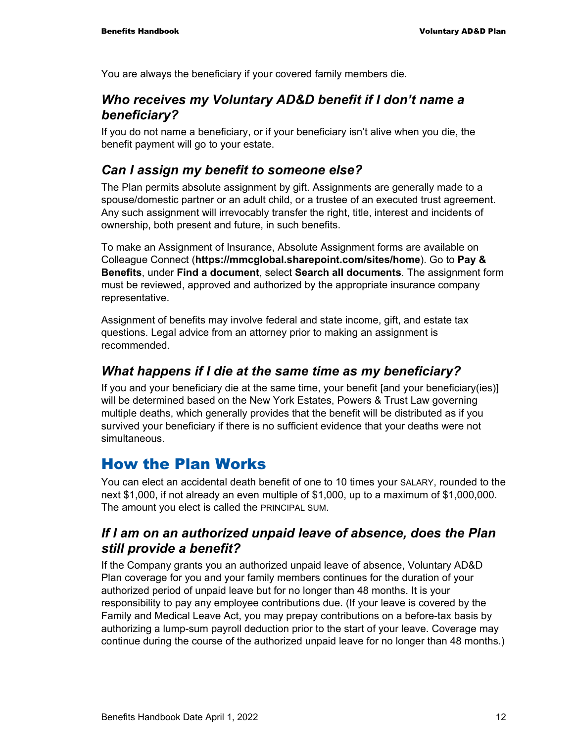You are always the beneficiary if your covered family members die.

### *Who receives my Voluntary AD&D benefit if I don't name a beneficiary?*

If you do not name a beneficiary, or if your beneficiary isn't alive when you die, the benefit payment will go to your estate.

### *Can I assign my benefit to someone else?*

The Plan permits absolute assignment by gift. Assignments are generally made to a spouse/domestic partner or an adult child, or a trustee of an executed trust agreement. Any such assignment will irrevocably transfer the right, title, interest and incidents of ownership, both present and future, in such benefits.

To make an Assignment of Insurance, Absolute Assignment forms are available on Colleague Connect (**https://mmcglobal.sharepoint.com/sites/home**). Go to **Pay & Benefits**, under **Find a document**, select **Search all documents**. The assignment form must be reviewed, approved and authorized by the appropriate insurance company representative.

Assignment of benefits may involve federal and state income, gift, and estate tax questions. Legal advice from an attorney prior to making an assignment is recommended.

### *What happens if I die at the same time as my beneficiary?*

If you and your beneficiary die at the same time, your benefit [and your beneficiary(ies)] will be determined based on the New York Estates, Powers & Trust Law governing multiple deaths, which generally provides that the benefit will be distributed as if you survived your beneficiary if there is no sufficient evidence that your deaths were not simultaneous.

## How the Plan Works

You can elect an accidental death benefit of one to 10 times your SALARY, rounded to the next $1,000, if not already an even multiple of $1,000, up to a maximum of $1,000,000. The amount you elect is called the PRINCIPAL SUM.

### *If I am on an authorized unpaid leave of absence, does the Plan still provide a benefit?*

If the Company grants you an authorized unpaid leave of absence, Voluntary AD&D Plan coverage for you and your family members continues for the duration of your authorized period of unpaid leave but for no longer than 48 months. It is your responsibility to pay any employee contributions due. (If your leave is covered by the Family and Medical Leave Act, you may prepay contributions on a before-tax basis by authorizing a lump-sum payroll deduction prior to the start of your leave. Coverage may continue during the course of the authorized unpaid leave for no longer than 48 months.)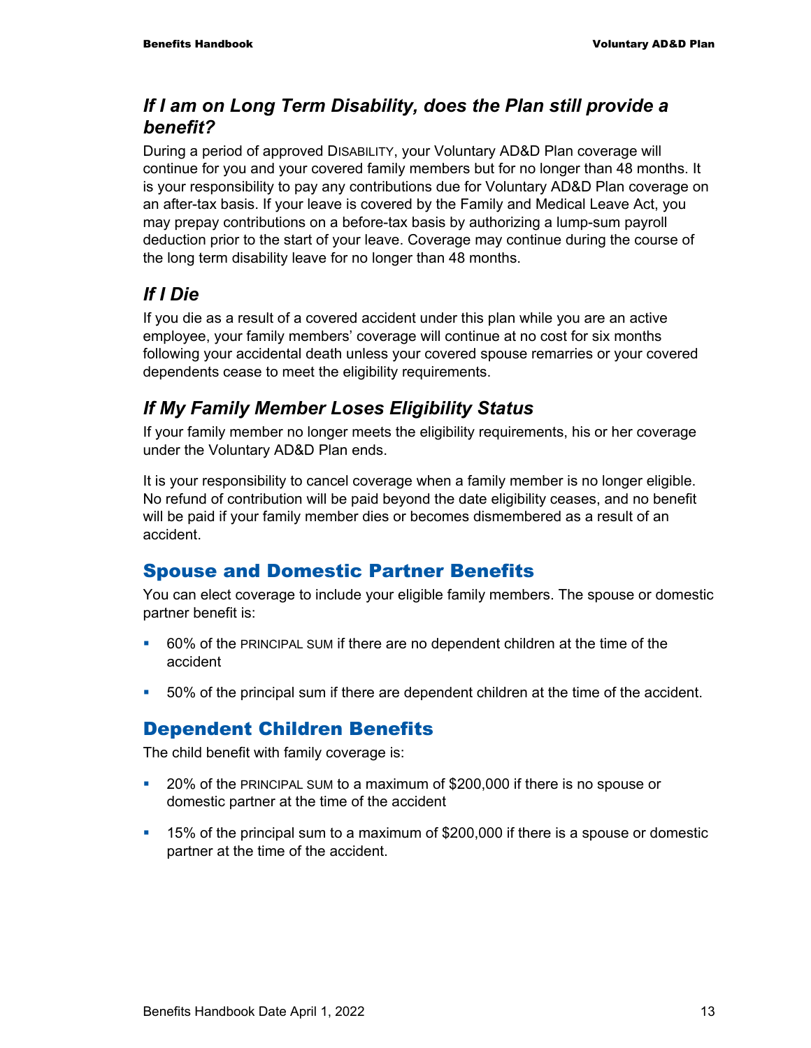### *If I am on Long Term Disability, does the Plan still provide a benefit?*

During a period of approved DISABILITY, your Voluntary AD&D Plan coverage will continue for you and your covered family members but for no longer than 48 months. It is your responsibility to pay any contributions due for Voluntary AD&D Plan coverage on an after-tax basis. If your leave is covered by the Family and Medical Leave Act, you may prepay contributions on a before-tax basis by authorizing a lump-sum payroll deduction prior to the start of your leave. Coverage may continue during the course of the long term disability leave for no longer than 48 months.

### *If I Die*

If you die as a result of a covered accident under this plan while you are an active employee, your family members' coverage will continue at no cost for six months following your accidental death unless your covered spouse remarries or your covered dependents cease to meet the eligibility requirements.

### *If My Family Member Loses Eligibility Status*

If your family member no longer meets the eligibility requirements, his or her coverage under the Voluntary AD&D Plan ends.

It is your responsibility to cancel coverage when a family member is no longer eligible. No refund of contribution will be paid beyond the date eligibility ceases, and no benefit will be paid if your family member dies or becomes dismembered as a result of an accident.

## Spouse and Domestic Partner Benefits

You can elect coverage to include your eligible family members. The spouse or domestic partner benefit is:

- 60% of the PRINCIPAL SUM if there are no dependent children at the time of the accident
- 50% of the principal sum if there are dependent children at the time of the accident.

## Dependent Children Benefits

The child benefit with family coverage is:

- 20% of the PRINCIPAL SUM to a maximum of $200,000 if there is no spouse or domestic partner at the time of the accident
- 15% of the principal sum to a maximum of $200,000 if there is a spouse or domestic partner at the time of the accident.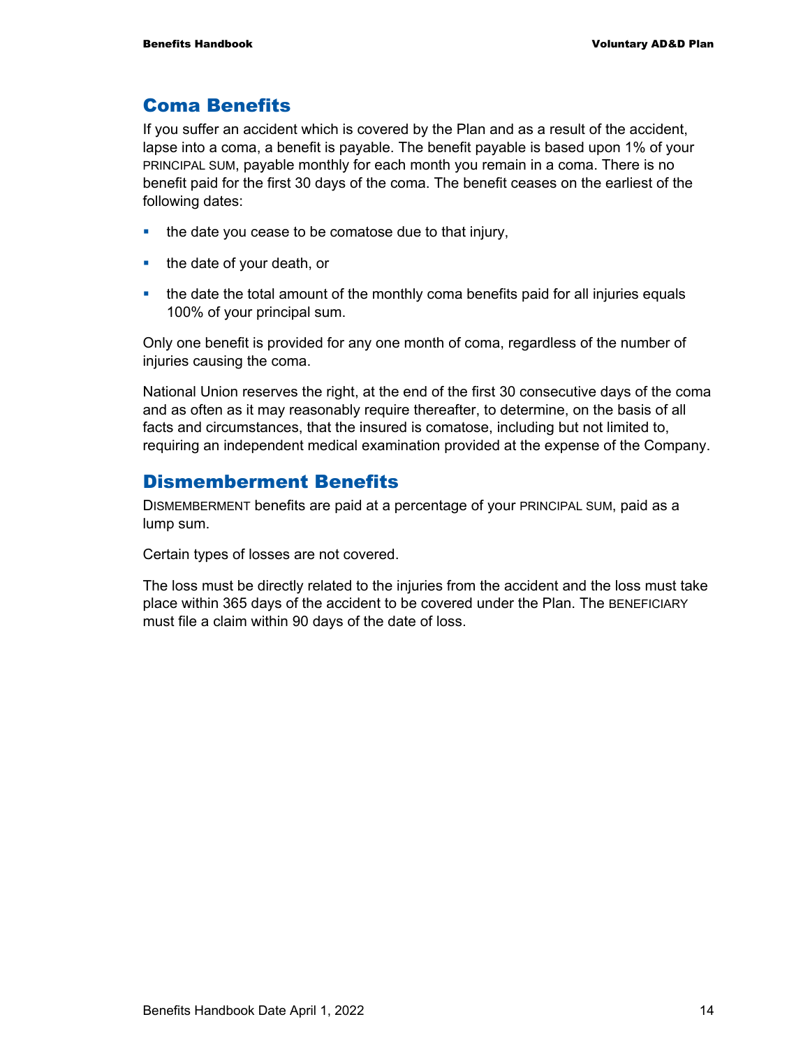## Coma Benefits

If you suffer an accident which is covered by the Plan and as a result of the accident, lapse into a coma, a benefit is payable. The benefit payable is based upon 1% of your PRINCIPAL SUM, payable monthly for each month you remain in a coma. There is no benefit paid for the first 30 days of the coma. The benefit ceases on the earliest of the following dates:

- the date you cease to be comatose due to that injury,
- the date of your death, or
- the date the total amount of the monthly coma benefits paid for all injuries equals 100% of your principal sum.

Only one benefit is provided for any one month of coma, regardless of the number of injuries causing the coma.

National Union reserves the right, at the end of the first 30 consecutive days of the coma and as often as it may reasonably require thereafter, to determine, on the basis of all facts and circumstances, that the insured is comatose, including but not limited to, requiring an independent medical examination provided at the expense of the Company.

## Dismemberment Benefits

DISMEMBERMENT benefits are paid at a percentage of your PRINCIPAL SUM, paid as a lump sum.

Certain types of losses are not covered.

The loss must be directly related to the injuries from the accident and the loss must take place within 365 days of the accident to be covered under the Plan. The BENEFICIARY must file a claim within 90 days of the date of loss.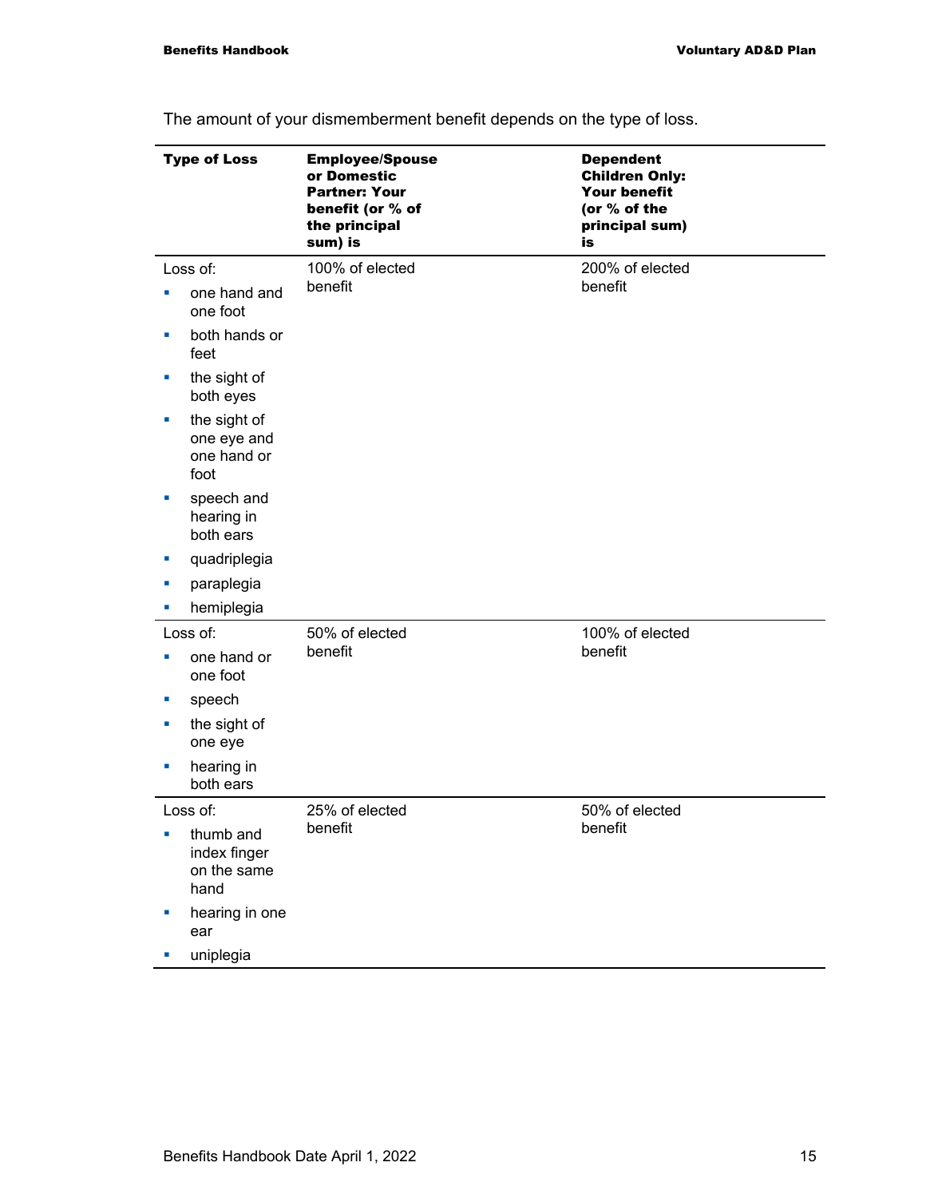The amount of your dismemberment benefit depends on the type of loss.

| Type of Loss | Employee/Spouse or Domestic Partner: Your benefit (or % of the principal sum) is | Dependent Children Only: Your benefit (or % of the principal sum) is |
|---|---|---|
| Loss of:<br>▪ one hand and one foot<br>▪ both hands or feet<br>▪ the sight of both eyes<br>▪ the sight of one eye and one hand or foot<br>▪ speech and hearing in both ears<br>▪ quadriplegia<br>▪ paraplegia<br>▪ hemiplegia | 100% of elected benefit | 200% of elected benefit |
| Loss of:<br>▪ one hand or one foot<br>▪ speech<br>▪ the sight of one eye<br>▪ hearing in both ears | 50% of elected benefit | 100% of elected benefit |
| Loss of:<br>▪ thumb and index finger on the same hand<br>▪ hearing in one ear<br>▪ uniplegia | 25% of elected benefit | 50% of elected benefit |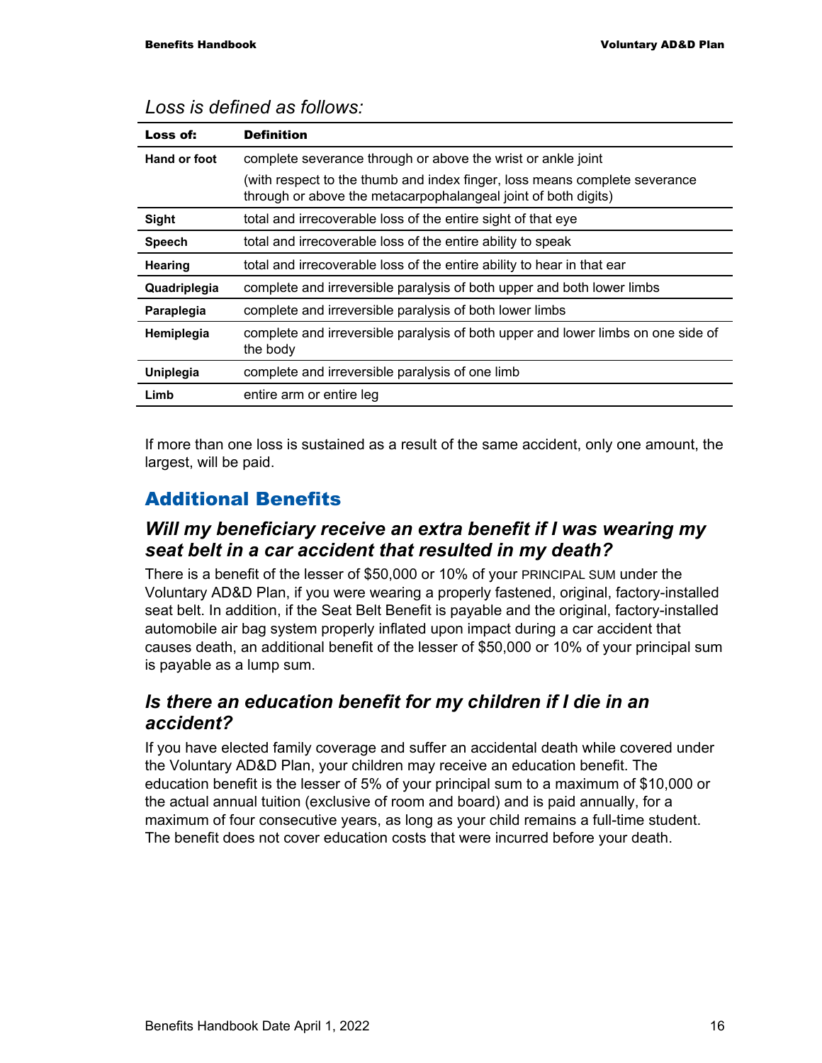*Loss is defined as follows:*

| Loss of: | Definition |
|---|---|
| **Hand or foot** | complete severance through or above the wrist or ankle joint (with respect to the thumb and index finger, loss means complete severance through or above the metacarpophalangeal joint of both digits) |
| **Sight** | total and irrecoverable loss of the entire sight of that eye |
| **Speech** | total and irrecoverable loss of the entire ability to speak |
| **Hearing** | total and irrecoverable loss of the entire ability to hear in that ear |
| **Quadriplegia** | complete and irreversible paralysis of both upper and both lower limbs |
| **Paraplegia** | complete and irreversible paralysis of both lower limbs |
| **Hemiplegia** | complete and irreversible paralysis of both upper and lower limbs on one side of the body |
| **Uniplegia** | complete and irreversible paralysis of one limb |
| **Limb** | entire arm or entire leg |

If more than one loss is sustained as a result of the same accident, only one amount, the largest, will be paid.

## Additional Benefits

### *Will my beneficiary receive an extra benefit if I was wearing my seat belt in a car accident that resulted in my death?*

There is a benefit of the lesser of $50,000 or 10% of your PRINCIPAL SUM under the Voluntary AD&D Plan, if you were wearing a properly fastened, original, factory-installed seat belt. In addition, if the Seat Belt Benefit is payable and the original, factory-installed automobile air bag system properly inflated upon impact during a car accident that causes death, an additional benefit of the lesser of $50,000 or 10% of your principal sum is payable as a lump sum.

### *Is there an education benefit for my children if I die in an accident?*

If you have elected family coverage and suffer an accidental death while covered under the Voluntary AD&D Plan, your children may receive an education benefit. The education benefit is the lesser of 5% of your principal sum to a maximum of $10,000 or the actual annual tuition (exclusive of room and board) and is paid annually, for a maximum of four consecutive years, as long as your child remains a full-time student. The benefit does not cover education costs that were incurred before your death.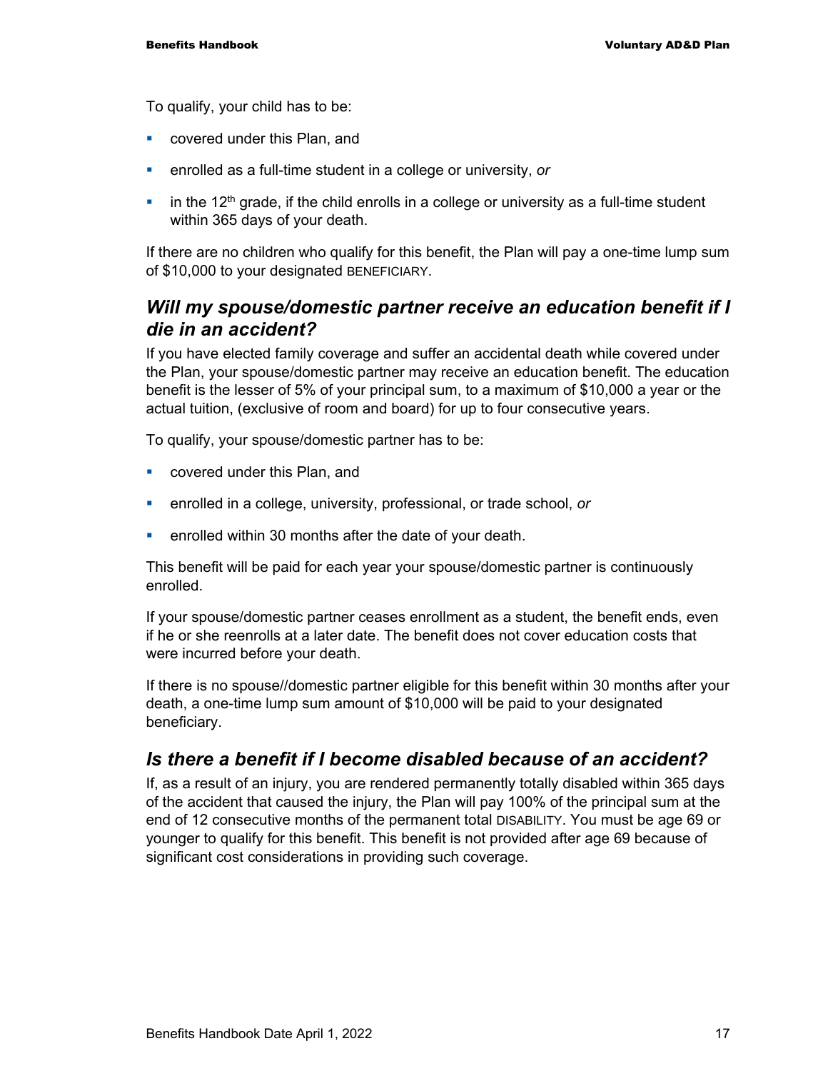To qualify, your child has to be:

- covered under this Plan, and
- enrolled as a full-time student in a college or university, *or*
- in the 12th grade, if the child enrolls in a college or university as a full-time student within 365 days of your death.

If there are no children who qualify for this benefit, the Plan will pay a one-time lump sum of $10,000 to your designated BENEFICIARY.

## *Will my spouse/domestic partner receive an education benefit if I die in an accident?*

If you have elected family coverage and suffer an accidental death while covered under the Plan, your spouse/domestic partner may receive an education benefit. The education benefit is the lesser of 5% of your principal sum, to a maximum of $10,000 a year or the actual tuition, (exclusive of room and board) for up to four consecutive years.

To qualify, your spouse/domestic partner has to be:

- covered under this Plan, and
- enrolled in a college, university, professional, or trade school, *or*
- enrolled within 30 months after the date of your death.

This benefit will be paid for each year your spouse/domestic partner is continuously enrolled.

If your spouse/domestic partner ceases enrollment as a student, the benefit ends, even if he or she reenrolls at a later date. The benefit does not cover education costs that were incurred before your death.

If there is no spouse//domestic partner eligible for this benefit within 30 months after your death, a one-time lump sum amount of $10,000 will be paid to your designated beneficiary.

## *Is there a benefit if I become disabled because of an accident?*

If, as a result of an injury, you are rendered permanently totally disabled within 365 days of the accident that caused the injury, the Plan will pay 100% of the principal sum at the end of 12 consecutive months of the permanent total DISABILITY. You must be age 69 or younger to qualify for this benefit. This benefit is not provided after age 69 because of significant cost considerations in providing such coverage.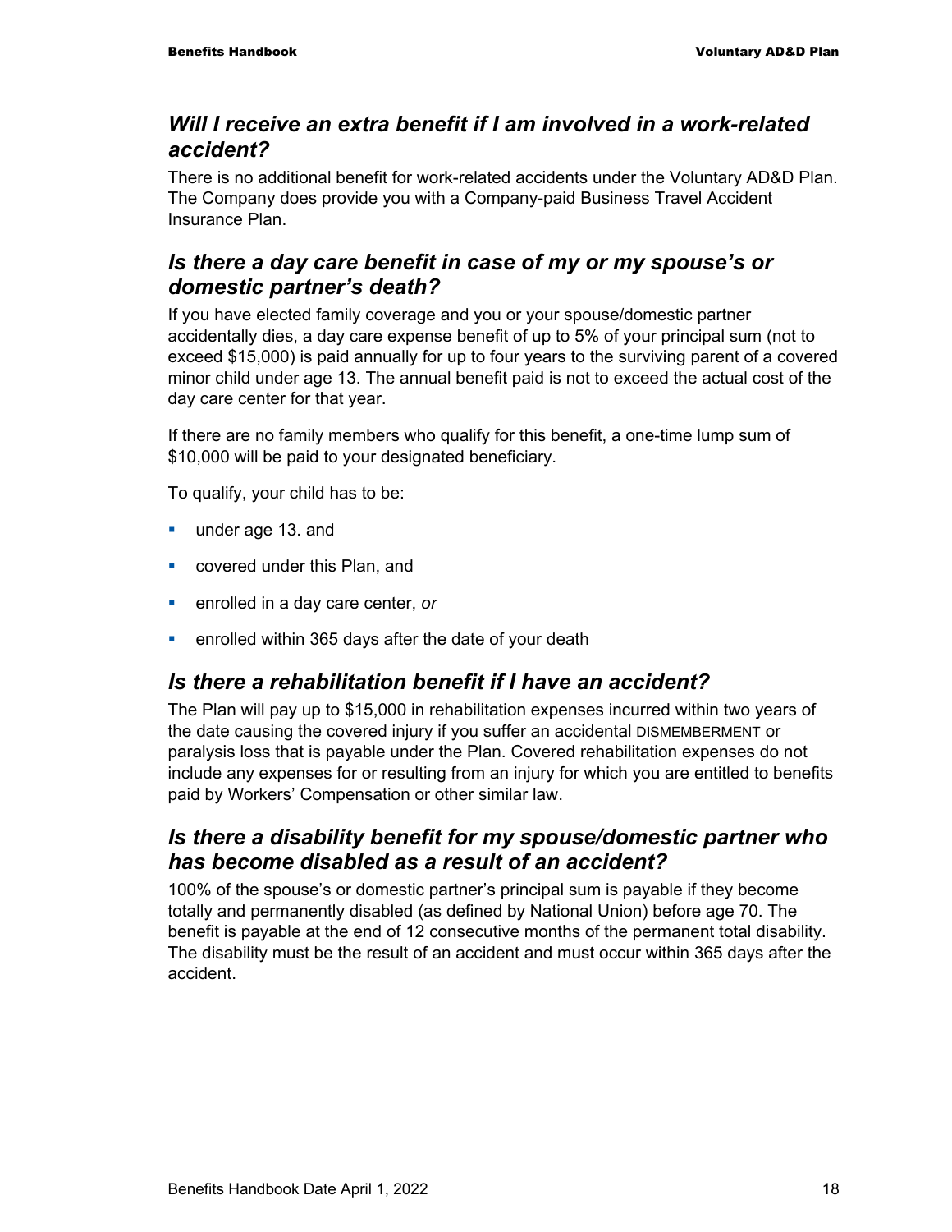### *Will I receive an extra benefit if I am involved in a work-related accident?*

There is no additional benefit for work-related accidents under the Voluntary AD&D Plan. The Company does provide you with a Company-paid Business Travel Accident Insurance Plan.

### *Is there a day care benefit in case of my or my spouse's or domestic partner's death?*

If you have elected family coverage and you or your spouse/domestic partner accidentally dies, a day care expense benefit of up to 5% of your principal sum (not to exceed $15,000) is paid annually for up to four years to the surviving parent of a covered minor child under age 13. The annual benefit paid is not to exceed the actual cost of the day care center for that year.

If there are no family members who qualify for this benefit, a one-time lump sum of $10,000 will be paid to your designated beneficiary.

To qualify, your child has to be:

- under age 13. and
- covered under this Plan, and
- enrolled in a day care center, *or*
- enrolled within 365 days after the date of your death

### *Is there a rehabilitation benefit if I have an accident?*

The Plan will pay up to $15,000 in rehabilitation expenses incurred within two years of the date causing the covered injury if you suffer an accidental DISMEMBERMENT or paralysis loss that is payable under the Plan. Covered rehabilitation expenses do not include any expenses for or resulting from an injury for which you are entitled to benefits paid by Workers' Compensation or other similar law.

### *Is there a disability benefit for my spouse/domestic partner who has become disabled as a result of an accident?*

100% of the spouse's or domestic partner's principal sum is payable if they become totally and permanently disabled (as defined by National Union) before age 70. The benefit is payable at the end of 12 consecutive months of the permanent total disability. The disability must be the result of an accident and must occur within 365 days after the accident.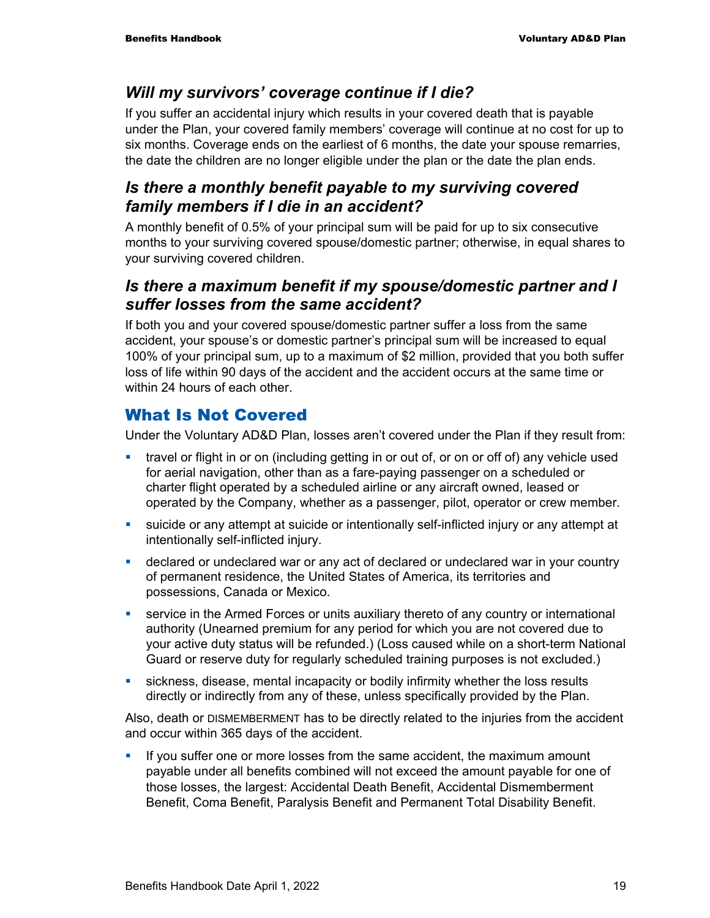### *Will my survivors' coverage continue if I die?*

If you suffer an accidental injury which results in your covered death that is payable under the Plan, your covered family members' coverage will continue at no cost for up to six months. Coverage ends on the earliest of 6 months, the date your spouse remarries, the date the children are no longer eligible under the plan or the date the plan ends.

### *Is there a monthly benefit payable to my surviving covered family members if I die in an accident?*

A monthly benefit of 0.5% of your principal sum will be paid for up to six consecutive months to your surviving covered spouse/domestic partner; otherwise, in equal shares to your surviving covered children.

### *Is there a maximum benefit if my spouse/domestic partner and I suffer losses from the same accident?*

If both you and your covered spouse/domestic partner suffer a loss from the same accident, your spouse's or domestic partner's principal sum will be increased to equal 100% of your principal sum, up to a maximum of $2 million, provided that you both suffer loss of life within 90 days of the accident and the accident occurs at the same time or within 24 hours of each other.

## What Is Not Covered

Under the Voluntary AD&D Plan, losses aren't covered under the Plan if they result from:

- travel or flight in or on (including getting in or out of, or on or off of) any vehicle used for aerial navigation, other than as a fare-paying passenger on a scheduled or charter flight operated by a scheduled airline or any aircraft owned, leased or operated by the Company, whether as a passenger, pilot, operator or crew member.
- suicide or any attempt at suicide or intentionally self-inflicted injury or any attempt at intentionally self-inflicted injury.
- declared or undeclared war or any act of declared or undeclared war in your country of permanent residence, the United States of America, its territories and possessions, Canada or Mexico.
- service in the Armed Forces or units auxiliary thereto of any country or international authority (Unearned premium for any period for which you are not covered due to your active duty status will be refunded.) (Loss caused while on a short-term National Guard or reserve duty for regularly scheduled training purposes is not excluded.)
- sickness, disease, mental incapacity or bodily infirmity whether the loss results directly or indirectly from any of these, unless specifically provided by the Plan.

Also, death or DISMEMBERMENT has to be directly related to the injuries from the accident and occur within 365 days of the accident.

- If you suffer one or more losses from the same accident, the maximum amount payable under all benefits combined will not exceed the amount payable for one of those losses, the largest: Accidental Death Benefit, Accidental Dismemberment Benefit, Coma Benefit, Paralysis Benefit and Permanent Total Disability Benefit.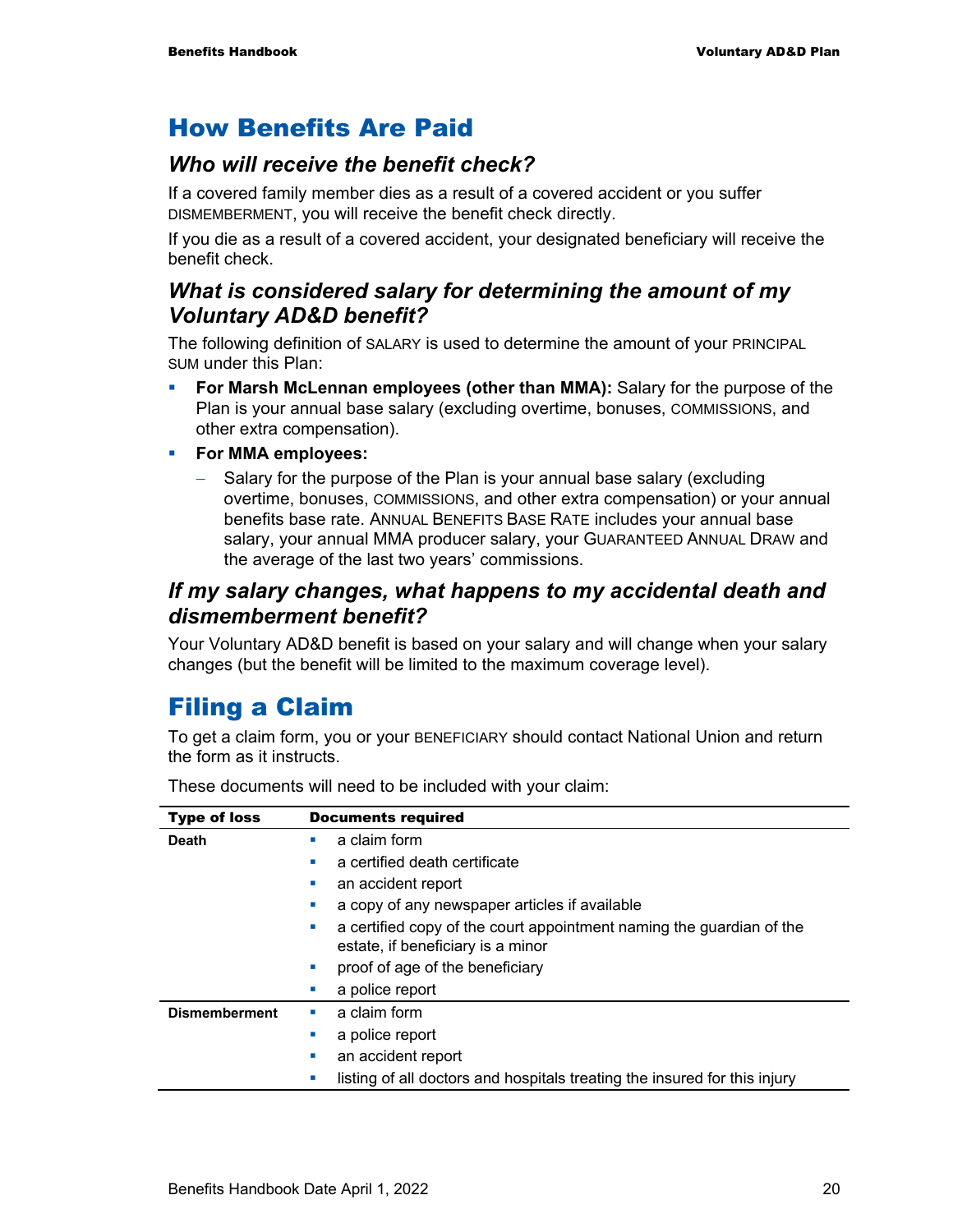# How Benefits Are Paid

### *Who will receive the benefit check?*

If a covered family member dies as a result of a covered accident or you suffer DISMEMBERMENT, you will receive the benefit check directly.

If you die as a result of a covered accident, your designated beneficiary will receive the benefit check.

### *What is considered salary for determining the amount of my Voluntary AD&D benefit?*

The following definition of SALARY is used to determine the amount of your PRINCIPAL SUM under this Plan:

- **For Marsh McLennan employees (other than MMA):** Salary for the purpose of the Plan is your annual base salary (excluding overtime, bonuses, COMMISSIONS, and other extra compensation).
- **For MMA employees:**
  - Salary for the purpose of the Plan is your annual base salary (excluding overtime, bonuses, COMMISSIONS, and other extra compensation) or your annual benefits base rate. ANNUAL BENEFITS BASE RATE includes your annual base salary, your annual MMA producer salary, your GUARANTEED ANNUAL DRAW and the average of the last two years' commissions.

### *If my salary changes, what happens to my accidental death and dismemberment benefit?*

Your Voluntary AD&D benefit is based on your salary and will change when your salary changes (but the benefit will be limited to the maximum coverage level).

# Filing a Claim

To get a claim form, you or your BENEFICIARY should contact National Union and return the form as it instructs.

These documents will need to be included with your claim:

| Type of loss | Documents required |
|---|---|
| **Death** | ▪ a claim form<br>▪ a certified death certificate<br>▪ an accident report<br>▪ a copy of any newspaper articles if available<br>▪ a certified copy of the court appointment naming the guardian of the estate, if beneficiary is a minor<br>▪ proof of age of the beneficiary<br>▪ a police report |
| **Dismemberment** | ▪ a claim form<br>▪ a police report<br>▪ an accident report<br>▪ listing of all doctors and hospitals treating the insured for this injury |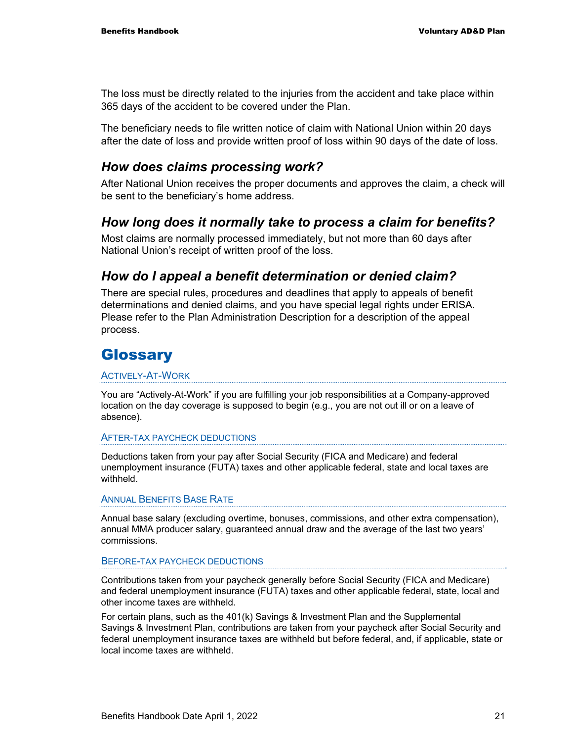The loss must be directly related to the injuries from the accident and take place within 365 days of the accident to be covered under the Plan.

The beneficiary needs to file written notice of claim with National Union within 20 days after the date of loss and provide written proof of loss within 90 days of the date of loss.

### *How does claims processing work?*

After National Union receives the proper documents and approves the claim, a check will be sent to the beneficiary's home address.

### *How long does it normally take to process a claim for benefits?*

Most claims are normally processed immediately, but not more than 60 days after National Union's receipt of written proof of the loss.

### *How do I appeal a benefit determination or denied claim?*

There are special rules, procedures and deadlines that apply to appeals of benefit determinations and denied claims, and you have special legal rights under ERISA. Please refer to the Plan Administration Description for a description of the appeal process.

## Glossary

#### Actively-At-Work

You are "Actively-At-Work" if you are fulfilling your job responsibilities at a Company-approved location on the day coverage is supposed to begin (e.g., you are not out ill or on a leave of absence).

#### After-tax paycheck deductions

Deductions taken from your pay after Social Security (FICA and Medicare) and federal unemployment insurance (FUTA) taxes and other applicable federal, state and local taxes are withheld.

#### Annual Benefits Base Rate

Annual base salary (excluding overtime, bonuses, commissions, and other extra compensation), annual MMA producer salary, guaranteed annual draw and the average of the last two years' commissions.

#### Before-tax paycheck deductions

Contributions taken from your paycheck generally before Social Security (FICA and Medicare) and federal unemployment insurance (FUTA) taxes and other applicable federal, state, local and other income taxes are withheld.

For certain plans, such as the 401(k) Savings & Investment Plan and the Supplemental Savings & Investment Plan, contributions are taken from your paycheck after Social Security and federal unemployment insurance taxes are withheld but before federal, and, if applicable, state or local income taxes are withheld.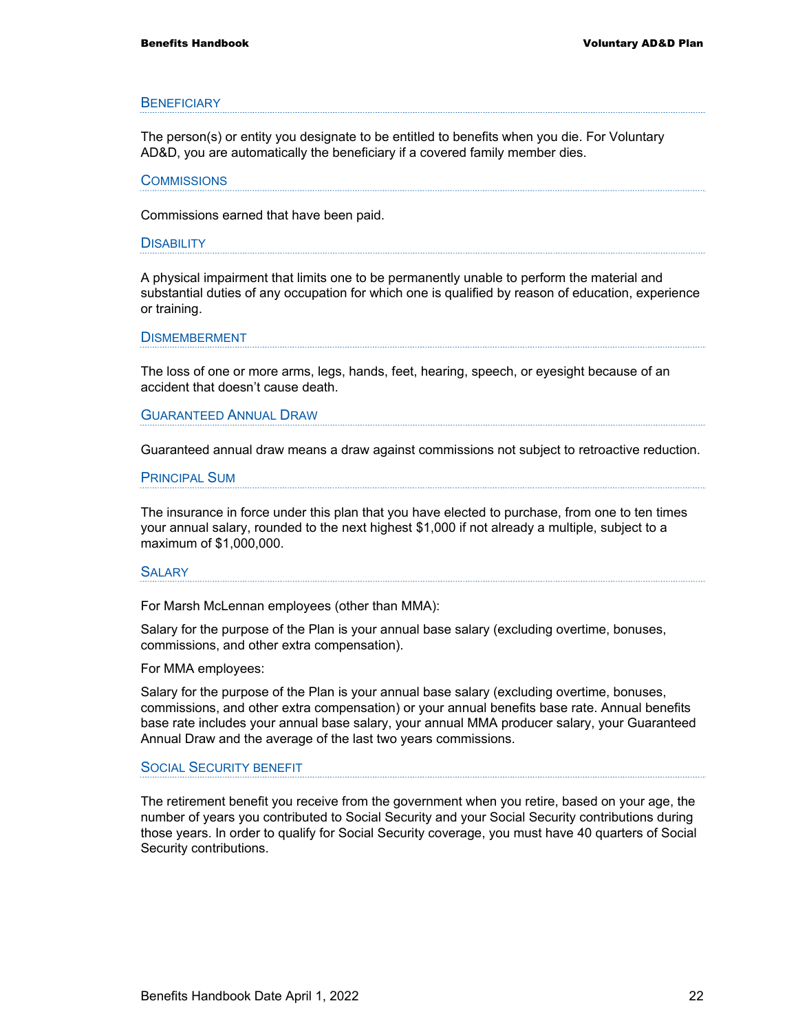### Beneficiary

The person(s) or entity you designate to be entitled to benefits when you die. For Voluntary AD&D, you are automatically the beneficiary if a covered family member dies.

### Commissions

Commissions earned that have been paid.

### Disability

A physical impairment that limits one to be permanently unable to perform the material and substantial duties of any occupation for which one is qualified by reason of education, experience or training.

### Dismemberment

The loss of one or more arms, legs, hands, feet, hearing, speech, or eyesight because of an accident that doesn't cause death.

### Guaranteed Annual Draw

Guaranteed annual draw means a draw against commissions not subject to retroactive reduction.

### Principal Sum

The insurance in force under this plan that you have elected to purchase, from one to ten times your annual salary, rounded to the next highest $1,000 if not already a multiple, subject to a maximum of $1,000,000.

### Salary

For Marsh McLennan employees (other than MMA):

Salary for the purpose of the Plan is your annual base salary (excluding overtime, bonuses, commissions, and other extra compensation).

For MMA employees:

Salary for the purpose of the Plan is your annual base salary (excluding overtime, bonuses, commissions, and other extra compensation) or your annual benefits base rate. Annual benefits base rate includes your annual base salary, your annual MMA producer salary, your Guaranteed Annual Draw and the average of the last two years commissions.

### Social Security benefit

The retirement benefit you receive from the government when you retire, based on your age, the number of years you contributed to Social Security and your Social Security contributions during those years. In order to qualify for Social Security coverage, you must have 40 quarters of Social Security contributions.